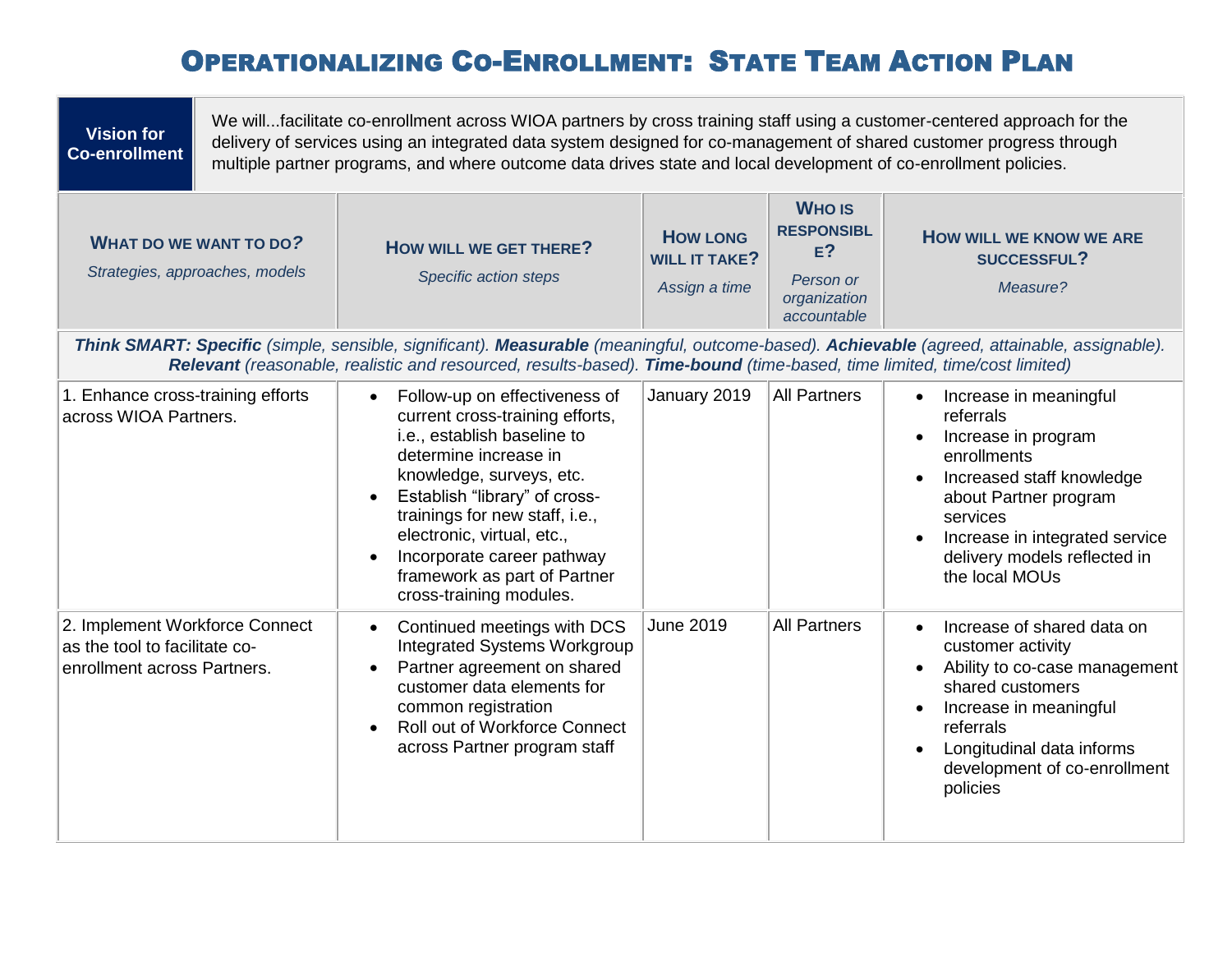# Operationalizing Co-Enrollment: State Team Action Plan

| **Vision for Co-enrollment** | We will...facilitate co-enrollment across WIOA partners by cross training staff using a customer-centered approach for the delivery of services using an integrated data system designed for co-management of shared customer progress through multiple partner programs, and where outcome data drives state and local development of co-enrollment policies. |
|---|---|

| **What do we want to do?** *Strategies, approaches, models* | **How will we get there?** *Specific action steps* | **How long will it take?** *Assign a time* | **Who is responsible?** *Person or organization accountable* | **How will we know we are successful?** *Measure?* |
|---|---|---|---|---|
| ***Think SMART: Specific** (simple, sensible, significant). **Measurable** (meaningful, outcome-based). **Achievable** (agreed, attainable, assignable). **Relevant** (reasonable, realistic and resourced, results-based). **Time-bound** (time-based, time limited, time/cost limited)* | | | | |
| 1. Enhance cross-training efforts across WIOA Partners. | • Follow-up on effectiveness of current cross-training efforts, i.e., establish baseline to determine increase in knowledge, surveys, etc.<br>• Establish "library" of cross-trainings for new staff, i.e., electronic, virtual, etc.,<br>• Incorporate career pathway framework as part of Partner cross-training modules. | January 2019 | All Partners | • Increase in meaningful referrals<br>• Increase in program enrollments<br>• Increased staff knowledge about Partner program services<br>• Increase in integrated service delivery models reflected in the local MOUs |
| 2. Implement Workforce Connect as the tool to facilitate co-enrollment across Partners. | • Continued meetings with DCS Integrated Systems Workgroup<br>• Partner agreement on shared customer data elements for common registration<br>• Roll out of Workforce Connect across Partner program staff | June 2019 | All Partners | • Increase of shared data on customer activity<br>• Ability to co-case management shared customers<br>• Increase in meaningful referrals<br>• Longitudinal data informs development of co-enrollment policies |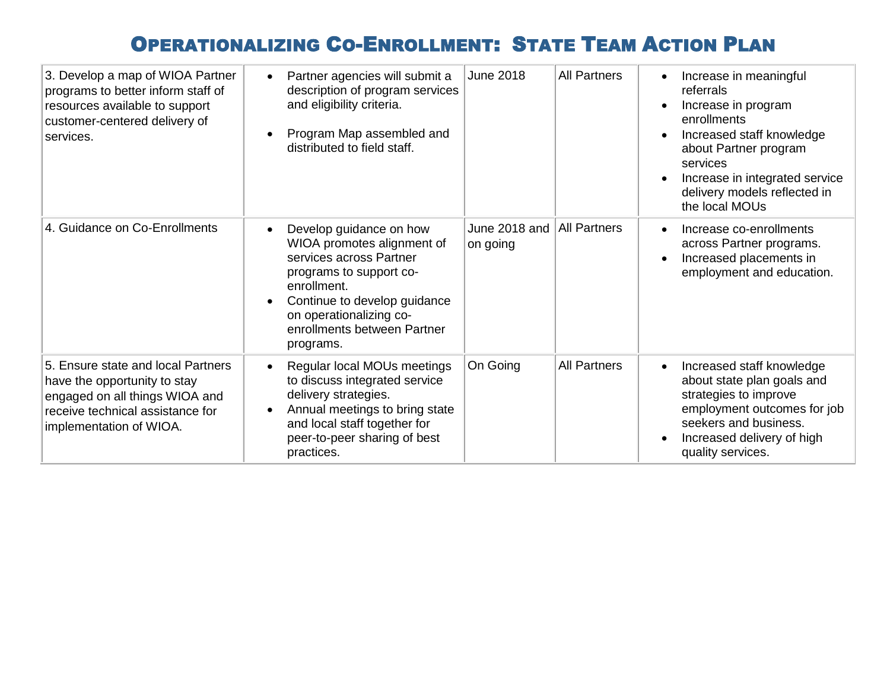# Operationalizing Co-Enrollment: State Team Action Plan

| | | | | |
|---|---|---|---|---|
| 3. Develop a map of WIOA Partner programs to better inform staff of resources available to support customer-centered delivery of services. | • Partner agencies will submit a description of program services and eligibility criteria.<br><br>• Program Map assembled and distributed to field staff. | June 2018 | All Partners | • Increase in meaningful referrals<br>• Increase in program enrollments<br>• Increased staff knowledge about Partner program services<br>• Increase in integrated service delivery models reflected in the local MOUs |
| 4. Guidance on Co-Enrollments | • Develop guidance on how WIOA promotes alignment of services across Partner programs to support co-enrollment.<br>• Continue to develop guidance on operationalizing co-enrollments between Partner programs. | June 2018 and on going | All Partners | • Increase co-enrollments across Partner programs.<br>• Increased placements in employment and education. |
| 5. Ensure state and local Partners have the opportunity to stay engaged on all things WIOA and receive technical assistance for implementation of WIOA. | • Regular local MOUs meetings to discuss integrated service delivery strategies.<br>• Annual meetings to bring state and local staff together for peer-to-peer sharing of best practices. | On Going | All Partners | • Increased staff knowledge about state plan goals and strategies to improve employment outcomes for job seekers and business.<br>• Increased delivery of high quality services. |